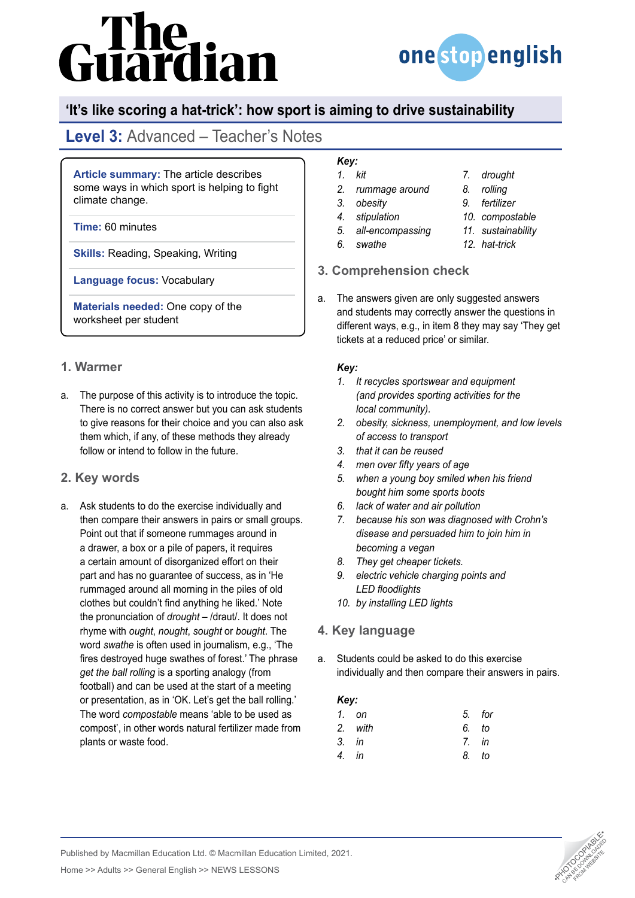# 'It's like scoring a hat-trick': how sport is aiming to drive sustainability

## Level 3: Advanced – Teacher's Notes

**Article summary:** The article describes some ways in which sport is helping to fight climate change.

**Time:** 60 minutes

**Skills:** Reading, Speaking, Writing

**Language focus:** Vocabulary

**Materials needed:** One copy of the worksheet per student

### 1. Warmer

a. The purpose of this activity is to introduce the topic. There is no correct answer but you can ask students to give reasons for their choice and you can also ask them which, if any, of these methods they already follow or intend to follow in the future.

### 2. Key words

a. Ask students to do the exercise individually and then compare their answers in pairs or small groups. Point out that if someone rummages around in a drawer, a box or a pile of papers, it requires a certain amount of disorganized effort on their part and has no guarantee of success, as in 'He rummaged around all morning in the piles of old clothes but couldn't find anything he liked.' Note the pronunciation of *drought* – /draut/. It does not rhyme with *ought*, *nought*, *sought* or *bought*. The word *swathe* is often used in journalism, e.g., 'The fires destroyed huge swathes of forest.' The phrase *get the ball rolling* is a sporting analogy (from football) and can be used at the start of a meeting or presentation, as in 'OK. Let's get the ball rolling.' The word *compostable* means 'able to be used as compost', in other words natural fertilizer made from plants or waste food.

***Key:***

1. *kit*
2. *rummage around*
3. *obesity*
4. *stipulation*
5. *all-encompassing*
6. *swathe*
7. *drought*
8. *rolling*
9. *fertilizer*
10. *compostable*
11. *sustainability*
12. *hat-trick*

### 3. Comprehension check

a. The answers given are only suggested answers and students may correctly answer the questions in different ways, e.g., in item 8 they may say 'They get tickets at a reduced price' or similar.

***Key:***

1. *It recycles sportswear and equipment (and provides sporting activities for the local community).*
2. *obesity, sickness, unemployment, and low levels of access to transport*
3. *that it can be reused*
4. *men over fifty years of age*
5. *when a young boy smiled when his friend bought him some sports boots*
6. *lack of water and air pollution*
7. *because his son was diagnosed with Crohn's disease and persuaded him to join him in becoming a vegan*
8. *They get cheaper tickets.*
9. *electric vehicle charging points and LED floodlights*
10. *by installing LED lights*

### 4. Key language

a. Students could be asked to do this exercise individually and then compare their answers in pairs.

***Key:***

1. *on*
2. *with*
3. *in*
4. *in*
5. *for*
6. *to*
7. *in*
8. *to*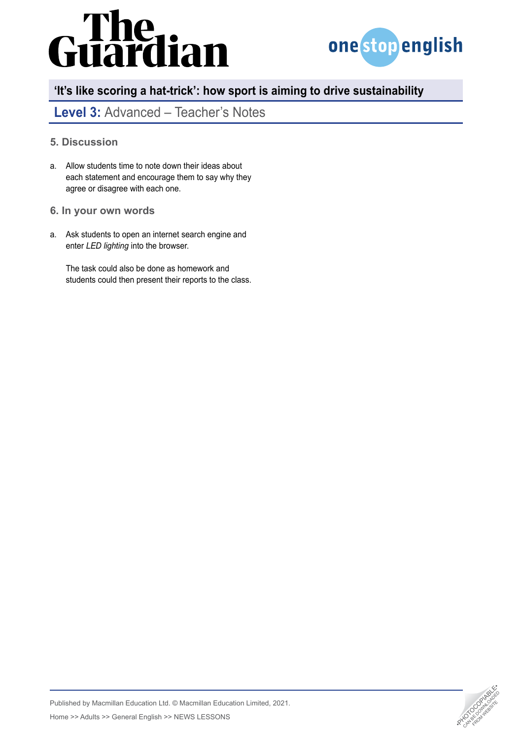## 5. Discussion

a. Allow students time to note down their ideas about each statement and encourage them to say why they agree or disagree with each one.

## 6. In your own words

a. Ask students to open an internet search engine and enter *LED lighting* into the browser.

   The task could also be done as homework and students could then present their reports to the class.